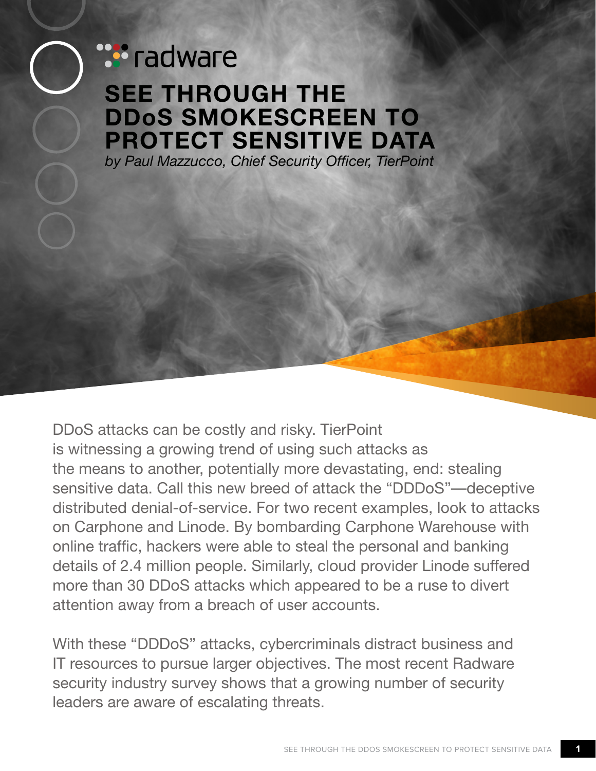radware

# SEE THROUGH THE DDoS SMOKESCREEN TO PROTECT SENSITIVE DATA

*by Paul Mazzucco, Chief Security Officer, TierPoint*

DDoS attacks can be costly and risky. TierPoint is witnessing a growing trend of using such attacks as the means to another, potentially more devastating, end: stealing sensitive data. Call this new breed of attack the "DDDoS"—deceptive distributed denial-of-service. For two recent examples, look to attacks on Carphone and Linode. By bombarding Carphone Warehouse with online traffic, hackers were able to steal the personal and banking details of 2.4 million people. Similarly, cloud provider Linode suffered more than 30 DDoS attacks which appeared to be a ruse to divert attention away from a breach of user accounts.

With these "DDDoS" attacks, cybercriminals distract business and IT resources to pursue larger objectives. The most recent Radware security industry survey shows that a growing number of security leaders are aware of escalating threats.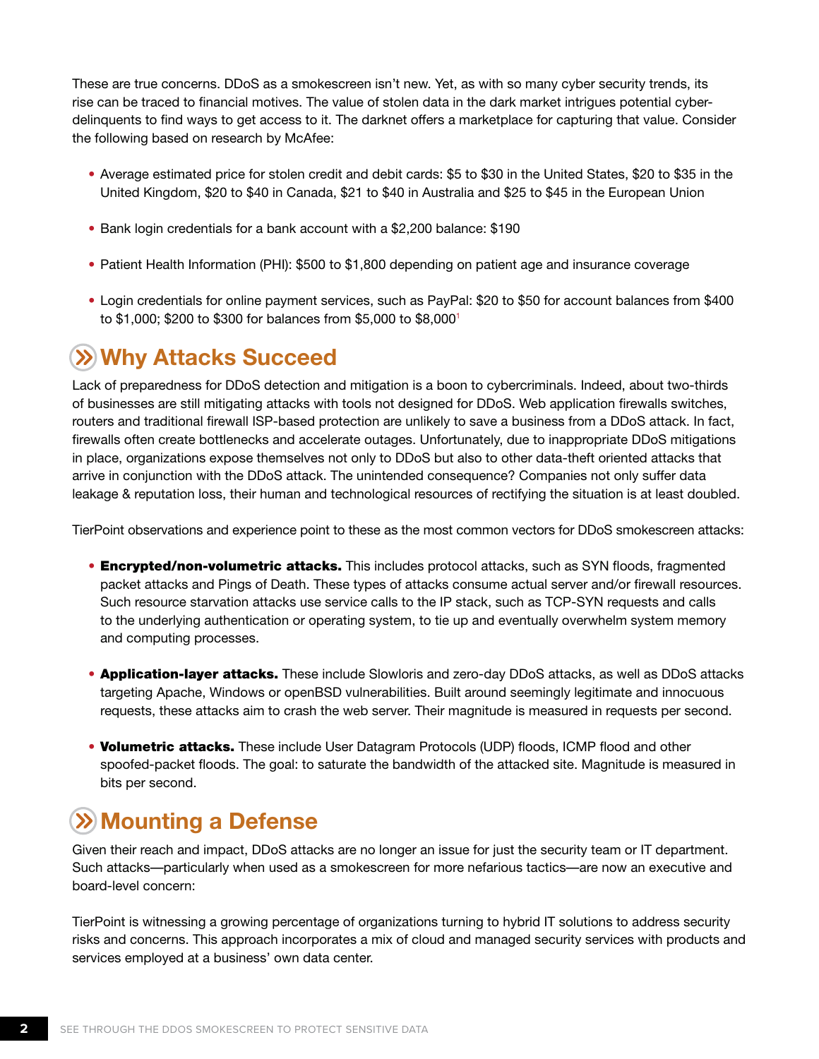These are true concerns. DDoS as a smokescreen isn't new. Yet, as with so many cyber security trends, its rise can be traced to financial motives. The value of stolen data in the dark market intrigues potential cyber-delinquents to find ways to get access to it. The darknet offers a marketplace for capturing that value. Consider the following based on research by McAfee:

- Average estimated price for stolen credit and debit cards: $5 to $30 in the United States, $20 to $35 in the United Kingdom, $20 to $40 in Canada, $21 to $40 in Australia and $25 to $45 in the European Union
- Bank login credentials for a bank account with a $2,200 balance: $190
- Patient Health Information (PHI): $500 to $1,800 depending on patient age and insurance coverage
- Login credentials for online payment services, such as PayPal: $20 to $50 for account balances from $400 to $1,000; $200 to $300 for balances from $5,000 to $8,000[1]

## Why Attacks Succeed

Lack of preparedness for DDoS detection and mitigation is a boon to cybercriminals. Indeed, about two-thirds of businesses are still mitigating attacks with tools not designed for DDoS. Web application firewalls switches, routers and traditional firewall ISP-based protection are unlikely to save a business from a DDoS attack. In fact, firewalls often create bottlenecks and accelerate outages. Unfortunately, due to inappropriate DDoS mitigations in place, organizations expose themselves not only to DDoS but also to other data-theft oriented attacks that arrive in conjunction with the DDoS attack. The unintended consequence? Companies not only suffer data leakage & reputation loss, their human and technological resources of rectifying the situation is at least doubled.

TierPoint observations and experience point to these as the most common vectors for DDoS smokescreen attacks:

- **Encrypted/non-volumetric attacks.** This includes protocol attacks, such as SYN floods, fragmented packet attacks and Pings of Death. These types of attacks consume actual server and/or firewall resources. Such resource starvation attacks use service calls to the IP stack, such as TCP-SYN requests and calls to the underlying authentication or operating system, to tie up and eventually overwhelm system memory and computing processes.
- **Application-layer attacks.** These include Slowloris and zero-day DDoS attacks, as well as DDoS attacks targeting Apache, Windows or openBSD vulnerabilities. Built around seemingly legitimate and innocuous requests, these attacks aim to crash the web server. Their magnitude is measured in requests per second.
- **Volumetric attacks.** These include User Datagram Protocols (UDP) floods, ICMP flood and other spoofed-packet floods. The goal: to saturate the bandwidth of the attacked site. Magnitude is measured in bits per second.

## Mounting a Defense

Given their reach and impact, DDoS attacks are no longer an issue for just the security team or IT department. Such attacks—particularly when used as a smokescreen for more nefarious tactics—are now an executive and board-level concern:

TierPoint is witnessing a growing percentage of organizations turning to hybrid IT solutions to address security risks and concerns. This approach incorporates a mix of cloud and managed security services with products and services employed at a business' own data center.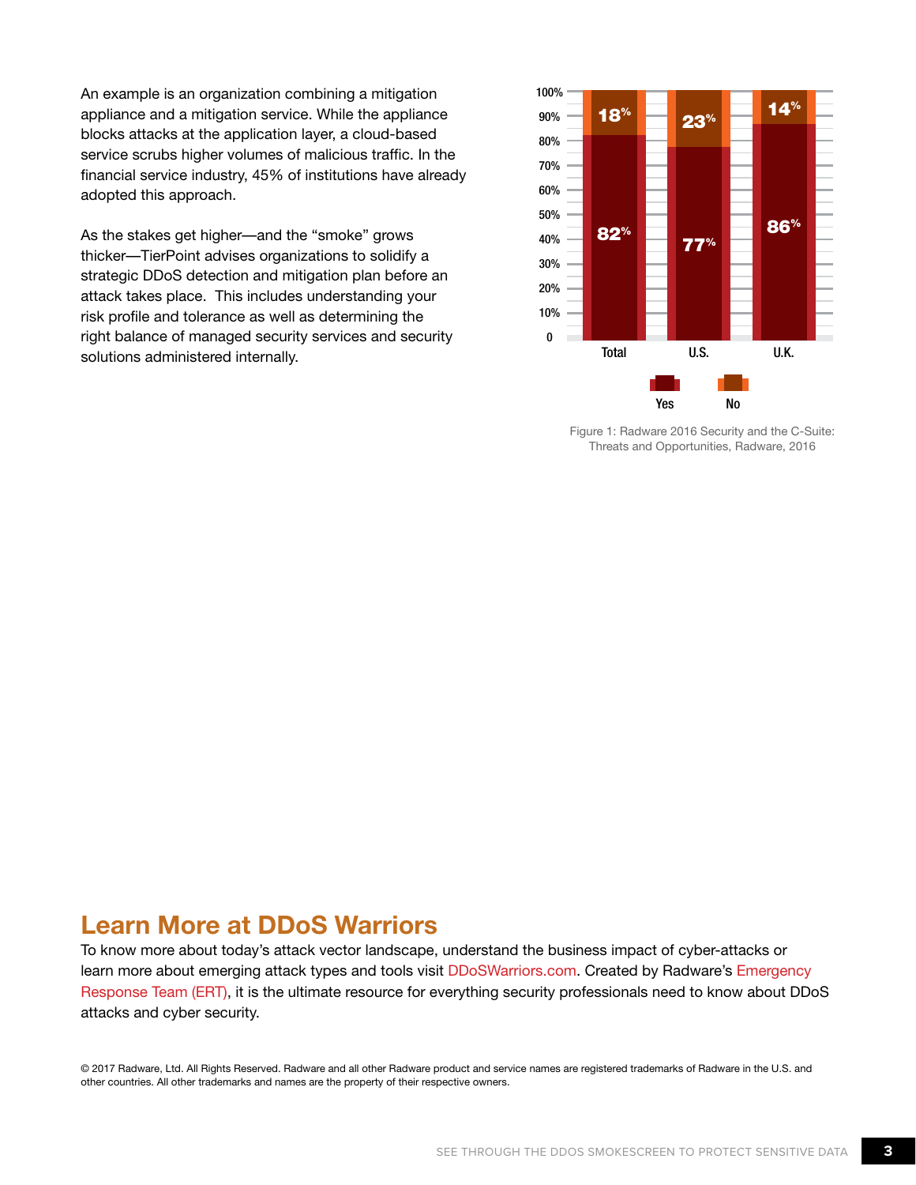An example is an organization combining a mitigation appliance and a mitigation service. While the appliance blocks attacks at the application layer, a cloud-based service scrubs higher volumes of malicious traffic. In the financial service industry, 45% of institutions have already adopted this approach.

As the stakes get higher—and the "smoke" grows thicker—TierPoint advises organizations to solidify a strategic DDoS detection and mitigation plan before an attack takes place. This includes understanding your risk profile and tolerance as well as determining the right balance of managed security services and security solutions administered internally.

100%
90%
80%
70%
60%
50%
40%
30%
20%
10%
0

Total: 82% Yes, 18% No
U.S.: 77% Yes, 23% No
U.K.: 86% Yes, 14% No

Yes
No

Figure 1: Radware 2016 Security and the C-Suite: Threats and Opportunities, Radware, 2016

## Learn More at DDoS Warriors

To know more about today's attack vector landscape, understand the business impact of cyber-attacks or learn more about emerging attack types and tools visit DDoSWarriors.com. Created by Radware's Emergency Response Team (ERT), it is the ultimate resource for everything security professionals need to know about DDoS attacks and cyber security.

© 2017 Radware, Ltd. All Rights Reserved. Radware and all other Radware product and service names are registered trademarks of Radware in the U.S. and other countries. All other trademarks and names are the property of their respective owners.